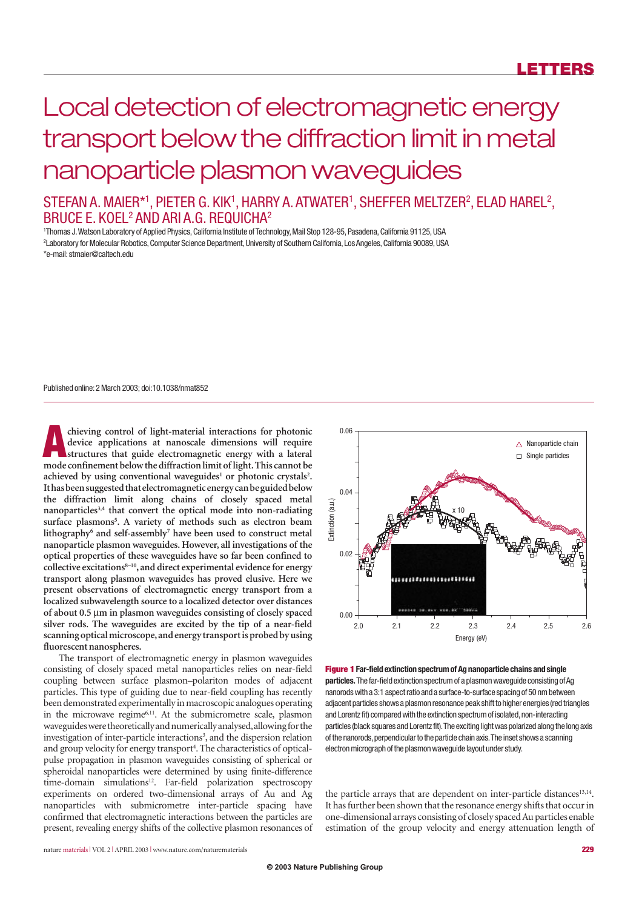# Local detection of electromagnetic energy transport below the diffraction limit in metal nanoparticle plasmon waveguides

STEFAN A. MAIER*[1], PIETER G. KIK[1], HARRY A. ATWATER[1], SHEFFER MELTZER[2], ELAD HAREL[2], BRUCE E. KOEL[2] AND ARI A.G. REQUICHA[2]

[1]Thomas J. Watson Laboratory of Applied Physics, California Institute of Technology, Mail Stop 128-95, Pasadena, California 91125, USA
[2]Laboratory for Molecular Robotics, Computer Science Department, University of Southern California, Los Angeles, California 90089, USA
*e-mail: stmaier@caltech.edu

Published online: 2 March 2003; doi:10.1038/nmat852

**Achieving control of light-material interactions for photonic device applications at nanoscale dimensions will require structures that guide electromagnetic energy with a lateral mode confinement below the diffraction limit of light. This cannot be achieved by using conventional waveguides[1] or photonic crystals[2]. It has been suggested that electromagnetic energy can be guided below the diffraction limit along chains of closely spaced metal nanoparticles[3,4] that convert the optical mode into non-radiating surface plasmons[5]. A variety of methods such as electron beam lithography[6] and self-assembly[7] have been used to construct metal nanoparticle plasmon waveguides. However, all investigations of the optical properties of these waveguides have so far been confined to collective excitations[8–10], and direct experimental evidence for energy transport along plasmon waveguides has proved elusive. Here we present observations of electromagnetic energy transport from a localized subwavelength source to a localized detector over distances of about 0.5 μm in plasmon waveguides consisting of closely spaced silver rods. The waveguides are excited by the tip of a near-field scanning optical microscope, and energy transport is probed by using fluorescent nanospheres.**

The transport of electromagnetic energy in plasmon waveguides consisting of closely spaced metal nanoparticles relies on near-field coupling between surface plasmon–polariton modes of adjacent particles. This type of guiding due to near-field coupling has recently been demonstrated experimentally in macroscopic analogues operating in the microwave regime[6,11]. At the submicrometre scale, plasmon waveguides were theoretically and numerically analysed, allowing for the investigation of inter-particle interactions[3], and the dispersion relation and group velocity for energy transport[4]. The characteristics of optical-pulse propagation in plasmon waveguides consisting of spherical or spheroidal nanoparticles were determined by using finite-difference time-domain simulations[12]. Far-field polarization spectroscopy experiments on ordered two-dimensional arrays of Au and Ag nanoparticles with submicrometre inter-particle spacing have confirmed that electromagnetic interactions between the particles are present, revealing energy shifts of the collective plasmon resonances of the particle arrays that are dependent on inter-particle distances[13,14]. It has further been shown that the resonance energy shifts that occur in one-dimensional arrays consisting of closely spaced Au particles enable estimation of the group velocity and energy attenuation length of

**Figure 1 Far-field extinction spectrum of Ag nanoparticle chains and single particles.** The far-field extinction spectrum of a plasmon waveguide consisting of Ag nanorods with a 3:1 aspect ratio and a surface-to-surface spacing of 50 nm between adjacent particles shows a plasmon resonance peak shift to higher energies (red triangles and Lorentz fit) compared with the extinction spectrum of isolated, non-interacting particles (black squares and Lorentz fit). The exciting light was polarized along the long axis of the nanorods, perpendicular to the particle chain axis. The inset shows a scanning electron micrograph of the plasmon waveguide layout under study.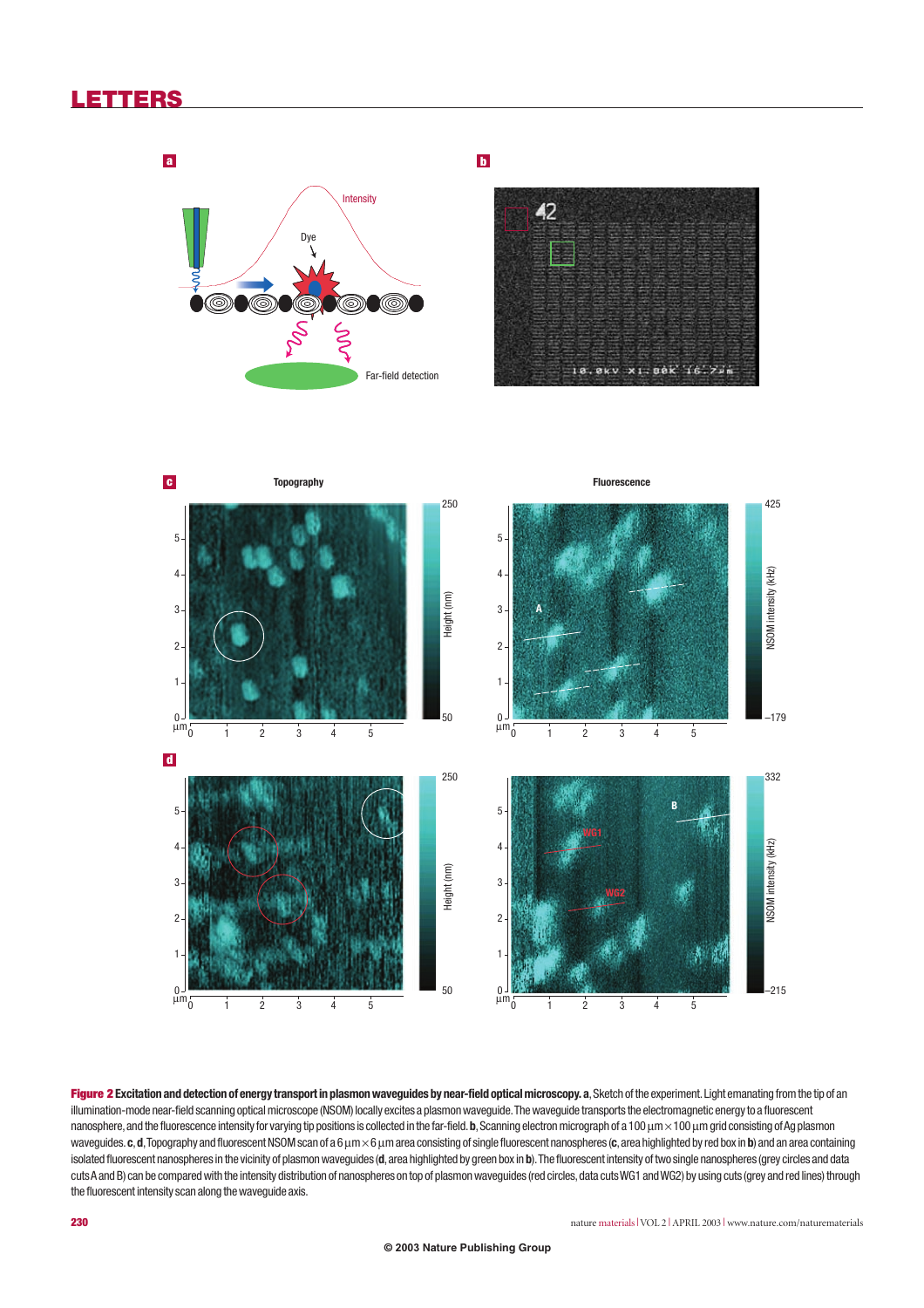**Figure 2 Excitation and detection of energy transport in plasmon waveguides by near-field optical microscopy.** **a**, Sketch of the experiment. Light emanating from the tip of an illumination-mode near-field scanning optical microscope (NSOM) locally excites a plasmon waveguide. The waveguide transports the electromagnetic energy to a fluorescent nanosphere, and the fluorescence intensity for varying tip positions is collected in the far-field. **b**, Scanning electron micrograph of a 100 μm × 100 μm grid consisting of Ag plasmon waveguides. **c**, **d**, Topography and fluorescent NSOM scan of a 6 μm × 6 μm area consisting of single fluorescent nanospheres (**c**, area highlighted by red box in **b**) and an area containing isolated fluorescent nanospheres in the vicinity of plasmon waveguides (**d**, area highlighted by green box in **b**). The fluorescent intensity of two single nanospheres (grey circles and data cuts A and B) can be compared with the intensity distribution of nanospheres on top of plasmon waveguides (red circles, data cuts WG1 and WG2) by using cuts (grey and red lines) through the fluorescent intensity scan along the waveguide axis.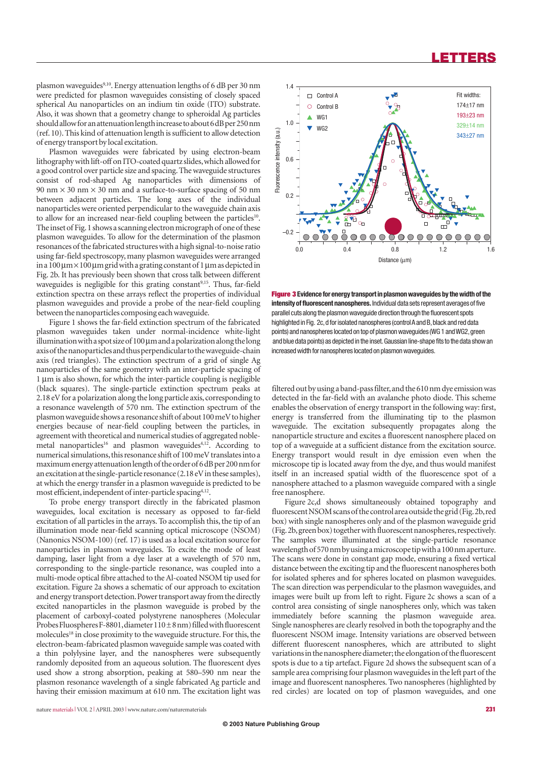plasmon waveguides[9,10]. Energy attenuation lengths of 6 dB per 30 nm were predicted for plasmon waveguides consisting of closely spaced spherical Au nanoparticles on an indium tin oxide (ITO) substrate. Also, it was shown that a geometry change to spheroidal Ag particles should allow for an attenuation length increase to about 6 dB per 250 nm (ref. 10). This kind of attenuation length is sufficient to allow detection of energy transport by local excitation.

Plasmon waveguides were fabricated by using electron-beam lithography with lift-off on ITO-coated quartz slides, which allowed for a good control over particle size and spacing. The waveguide structures consist of rod-shaped Ag nanoparticles with dimensions of 90 nm × 30 nm × 30 nm and a surface-to-surface spacing of 50 nm between adjacent particles. The long axes of the individual nanoparticles were oriented perpendicular to the waveguide chain axis to allow for an increased near-field coupling between the particles[10]. The inset of Fig. 1 shows a scanning electron micrograph of one of these plasmon waveguides. To allow for the determination of the plasmon resonances of the fabricated structures with a high signal-to-noise ratio using far-field spectroscopy, many plasmon waveguides were arranged in a 100 μm × 100 μm grid with a grating constant of 1 μm as depicted in Fig. 2b. It has previously been shown that cross talk between different waveguides is negligible for this grating constant[9,15]. Thus, far-field extinction spectra on these arrays reflect the properties of individual plasmon waveguides and provide a probe of the near-field coupling between the nanoparticles composing each waveguide.

Figure 1 shows the far-field extinction spectrum of the fabricated plasmon waveguides taken under normal-incidence white-light illumination with a spot size of 100 μm and a polarization along the long axis of the nanoparticles and thus perpendicular to the waveguide-chain axis (red triangles). The extinction spectrum of a grid of single Ag nanoparticles of the same geometry with an inter-particle spacing of 1 μm is also shown, for which the inter-particle coupling is negligible (black squares). The single-particle extinction spectrum peaks at 2.18 eV for a polarization along the long particle axis, corresponding to a resonance wavelength of 570 nm. The extinction spectrum of the plasmon waveguide shows a resonance shift of about 100 meV to higher energies because of near-field coupling between the particles, in agreement with theoretical and numerical studies of aggregated noble-metal nanoparticles[16] and plasmon waveguides[4,12]. According to numerical simulations, this resonance shift of 100 meV translates into a maximum energy attenuation length of the order of 6 dB per 200 nm for an excitation at the single-particle resonance (2.18 eV in these samples), at which the energy transfer in a plasmon waveguide is predicted to be most efficient, independent of inter-particle spacing[4,12].

To probe energy transport directly in the fabricated plasmon waveguides, local excitation is necessary as opposed to far-field excitation of all particles in the arrays. To accomplish this, the tip of an illumination mode near-field scanning optical microscope (NSOM) (Nanonics NSOM-100) (ref. 17) is used as a local excitation source for nanoparticles in plasmon waveguides. To excite the mode of least damping, laser light from a dye laser at a wavelength of 570 nm, corresponding to the single-particle resonance, was coupled into a multi-mode optical fibre attached to the Al-coated NSOM tip used for excitation. Figure 2a shows a schematic of our approach to excitation and energy transport detection. Power transport away from the directly excited nanoparticles in the plasmon waveguide is probed by the placement of carboxyl-coated polystyrene nanospheres (Molecular Probes Fluospheres F-8801, diameter 110 ± 8 nm) filled with fluorescent molecules[18] in close proximity to the waveguide structure. For this, the electron-beam-fabricated plasmon waveguide sample was coated with a thin polylysine layer, and the nanospheres were subsequently randomly deposited from an aqueous solution. The fluorescent dyes used show a strong absorption, peaking at 580–590 nm near the plasmon resonance wavelength of a single fabricated Ag particle and having their emission maximum at 610 nm. The excitation light was filtered out by using a band-pass filter, and the 610 nm dye emission was detected in the far-field with an avalanche photo diode. This scheme enables the observation of energy transport in the following way: first, energy is transferred from the illuminating tip to the plasmon waveguide. The excitation subsequently propagates along the nanoparticle structure and excites a fluorescent nanosphere placed on top of a waveguide at a sufficient distance from the excitation source. Energy transport would result in dye emission even when the microscope tip is located away from the dye, and thus would manifest itself in an increased spatial width of the fluorescence spot of a nanosphere attached to a plasmon waveguide compared with a single free nanosphere.

Figure 2c,d shows simultaneously obtained topography and fluorescent NSOM scans of the control area outside the grid (Fig. 2b, red box) with single nanospheres only and of the plasmon waveguide grid (Fig. 2b, green box) together with fluorescent nanospheres, respectively. The samples were illuminated at the single-particle resonance wavelength of 570 nm by using a microscope tip with a 100 nm aperture. The scans were done in constant gap mode, ensuring a fixed vertical distance between the exciting tip and the fluorescent nanospheres both for isolated spheres and for spheres located on plasmon waveguides. The scan direction was perpendicular to the plasmon waveguides, and images were built up from left to right. Figure 2c shows a scan of a control area consisting of single nanospheres only, which was taken immediately before scanning the plasmon waveguide area. Single nanospheres are clearly resolved in both the topography and the fluorescent NSOM image. Intensity variations are observed between different fluorescent nanospheres, which are attributed to slight variations in the nanosphere diameter; the elongation of the fluorescent spots is due to a tip artefact. Figure 2d shows the subsequent scan of a sample area comprising four plasmon waveguides in the left part of the image and fluorescent nanospheres. Two nanospheres (highlighted by red circles) are located on top of plasmon waveguides, and one

**Figure 3 Evidence for energy transport in plasmon waveguides by the width of the intensity of fluorescent nanospheres.** Individual data sets represent averages of five parallel cuts along the plasmon waveguide direction through the fluorescent spots highlighted in Fig. 2c, d for isolated nanospheres (control A and B, black and red data points) and nanospheres located on top of plasmon waveguides (WG 1 and WG2, green and blue data points) as depicted in the inset. Gaussian line-shape fits to the data show an increased width for nanospheres located on plasmon waveguides.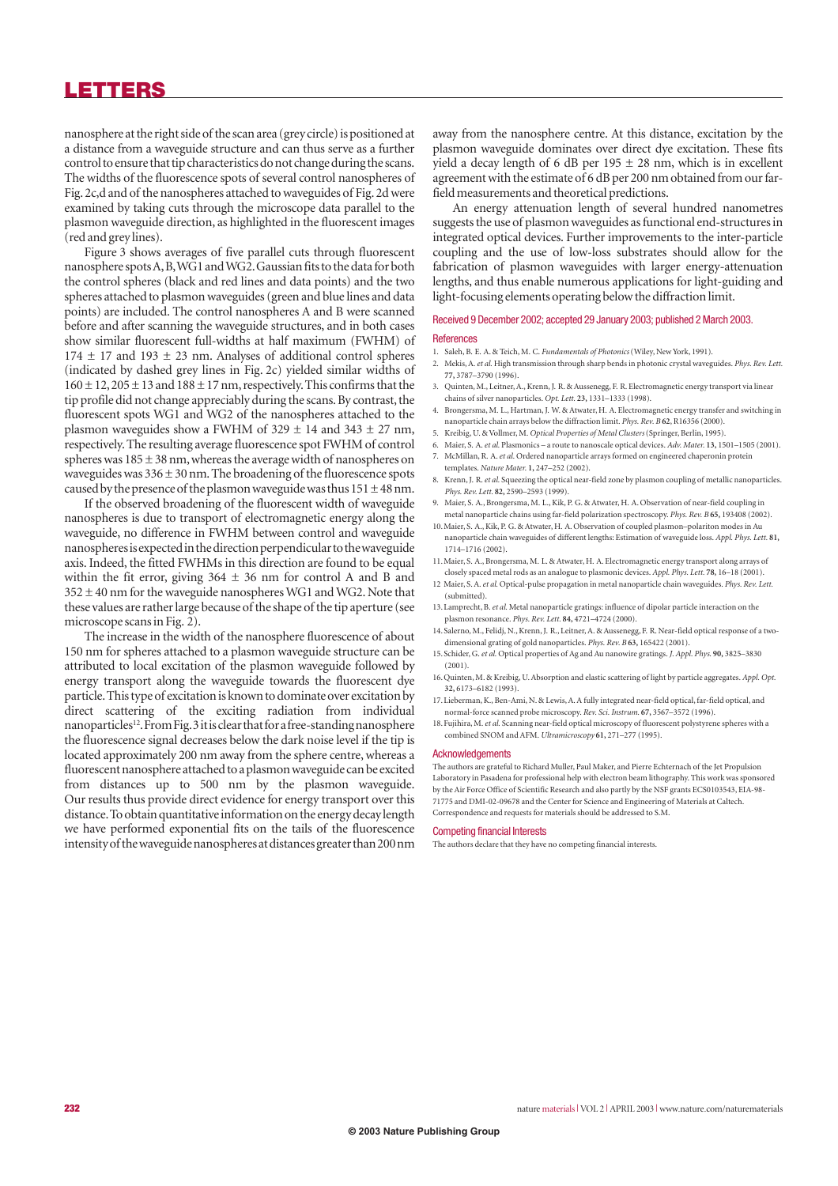nanosphere at the right side of the scan area (grey circle) is positioned at a distance from a waveguide structure and can thus serve as a further control to ensure that tip characteristics do not change during the scans. The widths of the fluorescence spots of several control nanospheres of Fig. 2c,d and of the nanospheres attached to waveguides of Fig. 2d were examined by taking cuts through the microscope data parallel to the plasmon waveguide direction, as highlighted in the fluorescent images (red and grey lines).

Figure 3 shows averages of five parallel cuts through fluorescent nanosphere spots A, B, WG1 and WG2. Gaussian fits to the data for both the control spheres (black and red lines and data points) and the two spheres attached to plasmon waveguides (green and blue lines and data points) are included. The control nanospheres A and B were scanned before and after scanning the waveguide structures, and in both cases show similar fluorescent full-widths at half maximum (FWHM) of $174 \pm 17$ and $193 \pm 23$ nm. Analyses of additional control spheres (indicated by dashed grey lines in Fig. 2c) yielded similar widths of $160 \pm 12$, $205 \pm 13$ and $188 \pm 17$ nm, respectively. This confirms that the tip profile did not change appreciably during the scans. By contrast, the fluorescent spots WG1 and WG2 of the nanospheres attached to the plasmon waveguides show a FWHM of $329 \pm 14$ and $343 \pm 27$ nm, respectively. The resulting average fluorescence spot FWHM of control spheres was $185 \pm 38$ nm, whereas the average width of nanospheres on waveguides was $336 \pm 30$ nm. The broadening of the fluorescence spots caused by the presence of the plasmon waveguide was thus $151 \pm 48$ nm.

If the observed broadening of the fluorescent width of waveguide nanospheres is due to transport of electromagnetic energy along the waveguide, no difference in FWHM between control and waveguide nanospheres is expected in the direction perpendicular to the waveguide axis. Indeed, the fitted FWHMs in this direction are found to be equal within the fit error, giving $364 \pm 36$ nm for control A and B and $352 \pm 40$ nm for the waveguide nanospheres WG1 and WG2. Note that these values are rather large because of the shape of the tip aperture (see microscope scans in Fig. 2).

The increase in the width of the nanosphere fluorescence of about 150 nm for spheres attached to a plasmon waveguide structure can be attributed to local excitation of the plasmon waveguide followed by energy transport along the waveguide towards the fluorescent dye particle. This type of excitation is known to dominate over excitation by direct scattering of the exciting radiation from individual nanoparticles[12]. From Fig. 3 it is clear that for a free-standing nanosphere the fluorescence signal decreases below the dark noise level if the tip is located approximately 200 nm away from the sphere centre, whereas a fluorescent nanosphere attached to a plasmon waveguide can be excited from distances up to 500 nm by the plasmon waveguide. Our results thus provide direct evidence for energy transport over this distance. To obtain quantitative information on the energy decay length we have performed exponential fits on the tails of the fluorescence intensity of the waveguide nanospheres at distances greater than 200 nm away from the nanosphere centre. At this distance, excitation by the plasmon waveguide dominates over direct dye excitation. These fits yield a decay length of 6 dB per $195 \pm 28$ nm, which is in excellent agreement with the estimate of 6 dB per 200 nm obtained from our far-field measurements and theoretical predictions.

An energy attenuation length of several hundred nanometres suggests the use of plasmon waveguides as functional end-structures in integrated optical devices. Further improvements to the inter-particle coupling and the use of low-loss substrates should allow for the fabrication of plasmon waveguides with larger energy-attenuation lengths, and thus enable numerous applications for light-guiding and light-focusing elements operating below the diffraction limit.

Received 9 December 2002; accepted 29 January 2003; published 2 March 2003.

## References

1. Saleh, B. E. A. & Teich, M. C. *Fundamentals of Photonics* (Wiley, New York, 1991).
2. Mekis, A. *et al.* High transmission through sharp bends in photonic crystal waveguides. *Phys. Rev. Lett.* **77,** 3787–3790 (1996).
3. Quinten, M., Leitner, A., Krenn, J. R. & Aussenegg, F. R. Electromagnetic energy transport via linear chains of silver nanoparticles. *Opt. Lett.* **23,** 1331–1333 (1998).
4. Brongersma, M. L., Hartman, J. W. & Atwater, H. A. Electromagnetic energy transfer and switching in nanoparticle chain arrays below the diffraction limit. *Phys. Rev. B* **62,** R16356 (2000).
5. Kreibig, U. & Vollmer, M. *Optical Properties of Metal Clusters* (Springer, Berlin, 1995).
6. Maier, S. A. *et al.* Plasmonics – a route to nanoscale optical devices. *Adv. Mater.* **13,** 1501–1505 (2001).
7. McMillan, R. A. *et al.* Ordered nanoparticle arrays formed on engineered chaperonin protein templates. *Nature Mater.* **1,** 247–252 (2002).
8. Krenn, J. R. *et al.* Squeezing the optical near-field zone by plasmon coupling of metallic nanoparticles. *Phys. Rev. Lett.* **82,** 2590–2593 (1999).
9. Maier, S. A., Brongersma, M. L., Kik, P. G. & Atwater, H. A. Observation of near-field coupling in metal nanoparticle chains using far-field polarization spectroscopy. *Phys. Rev. B* **65,** 193408 (2002).
10. Maier, S. A., Kik, P. G. & Atwater, H. A. Observation of coupled plasmon–polariton modes in Au nanoparticle chain waveguides of different lengths: Estimation of waveguide loss. *Appl. Phys. Lett.* **81,** 1714–1716 (2002).
11. Maier, S. A., Brongersma, M. L. & Atwater, H. A. Electromagnetic energy transport along arrays of closely spaced metal rods as an analogue to plasmonic devices. *Appl. Phys. Lett.* **78,** 16–18 (2001).
12. Maier, S. A. *et al.* Optical-pulse propagation in metal nanoparticle chain waveguides. *Phys. Rev. Lett.* (submitted).
13. Lamprecht, B. *et al.* Metal nanoparticle gratings: influence of dipolar particle interaction on the plasmon resonance. *Phys. Rev. Lett.* **84,** 4721–4724 (2000).
14. Salerno, M., Felidj, N., Krenn, J. R., Leitner, A. & Aussenegg, F. R. Near-field optical response of a two-dimensional grating of gold nanoparticles. *Phys. Rev. B* **63,** 165422 (2001).
15. Schider, G. *et al.* Optical properties of Ag and Au nanowire gratings. *J. Appl. Phys.* **90,** 3825–3830 (2001).
16. Quinten, M. & Kreibig, U. Absorption and elastic scattering of light by particle aggregates. *Appl. Opt.* **32,** 6173–6182 (1993).
17. Lieberman, K., Ben-Ami, N. & Lewis, A. A fully integrated near-field optical, far-field optical, and normal-force scanned probe microscopy. *Rev. Sci. Instrum.* **67,** 3567–3572 (1996).
18. Fujihira, M. *et al.* Scanning near-field optical microscopy of fluorescent polystyrene spheres with a combined SNOM and AFM. *Ultramicroscopy* **61,** 271–277 (1995).

## Acknowledgements

The authors are grateful to Richard Muller, Paul Maker, and Pierre Echternach of the Jet Propulsion Laboratory in Pasadena for professional help with electron beam lithography. This work was sponsored by the Air Force Office of Scientific Research and also partly by the NSF grants ECS0103543, EIA-98-71775 and DMI-02-09678 and the Center for Science and Engineering of Materials at Caltech. Correspondence and requests for materials should be addressed to S.M.

## Competing financial Interests

The authors declare that they have no competing financial interests.